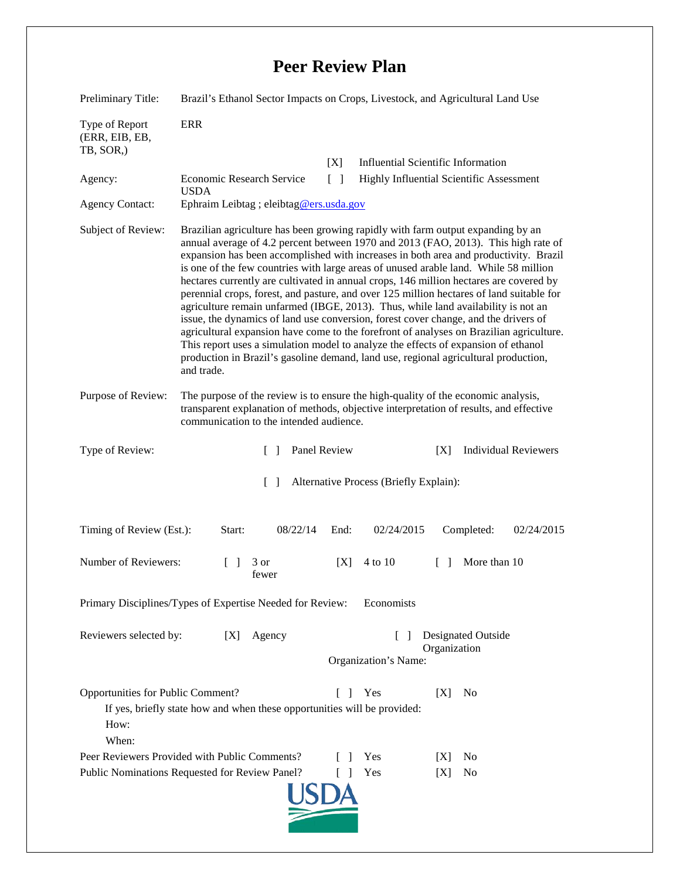# Peer Review Plan

| | |
|---|---|
| Preliminary Title: | Brazil's Ethanol Sector Impacts on Crops, Livestock, and Agricultural Land Use |
| Type of Report (ERR, EIB, EB, TB, SOR,) | ERR |
| Agency: | Economic Research Service USDA |
| Agency Contact: | Ephraim Leibtag ; eleibtag@ers.usda.gov |

[X] Influential Scientific Information
[ ] Highly Influential Scientific Assessment

**Subject of Review:** Brazilian agriculture has been growing rapidly with farm output expanding by an annual average of 4.2 percent between 1970 and 2013 (FAO, 2013). This high rate of expansion has been accomplished with increases in both area and productivity. Brazil is one of the few countries with large areas of unused arable land. While 58 million hectares currently are cultivated in annual crops, 146 million hectares are covered by perennial crops, forest, and pasture, and over 125 million hectares of land suitable for agriculture remain unfarmed (IBGE, 2013). Thus, while land availability is not an issue, the dynamics of land use conversion, forest cover change, and the drivers of agricultural expansion have come to the forefront of analyses on Brazilian agriculture. This report uses a simulation model to analyze the effects of expansion of ethanol production in Brazil's gasoline demand, land use, regional agricultural production, and trade.

**Purpose of Review:** The purpose of the review is to ensure the high-quality of the economic analysis, transparent explanation of methods, objective interpretation of results, and effective communication to the intended audience.

**Type of Review:** [ ] Panel Review [X] Individual Reviewers

[ ] Alternative Process (Briefly Explain):

**Timing of Review (Est.):** Start: 08/22/14 End: 02/24/2015 Completed: 02/24/2015

**Number of Reviewers:** [ ] 3 or fewer [X] 4 to 10 [ ] More than 10

**Primary Disciplines/Types of Expertise Needed for Review:** Economists

**Reviewers selected by:** [X] Agency [ ] Designated Outside Organization

Organization's Name:

**Opportunities for Public Comment?** [ ] Yes [X] No

If yes, briefly state how and when these opportunities will be provided:

How:

When:

**Peer Reviewers Provided with Public Comments?** [ ] Yes [X] No

**Public Nominations Requested for Review Panel?** [ ] Yes [X] No